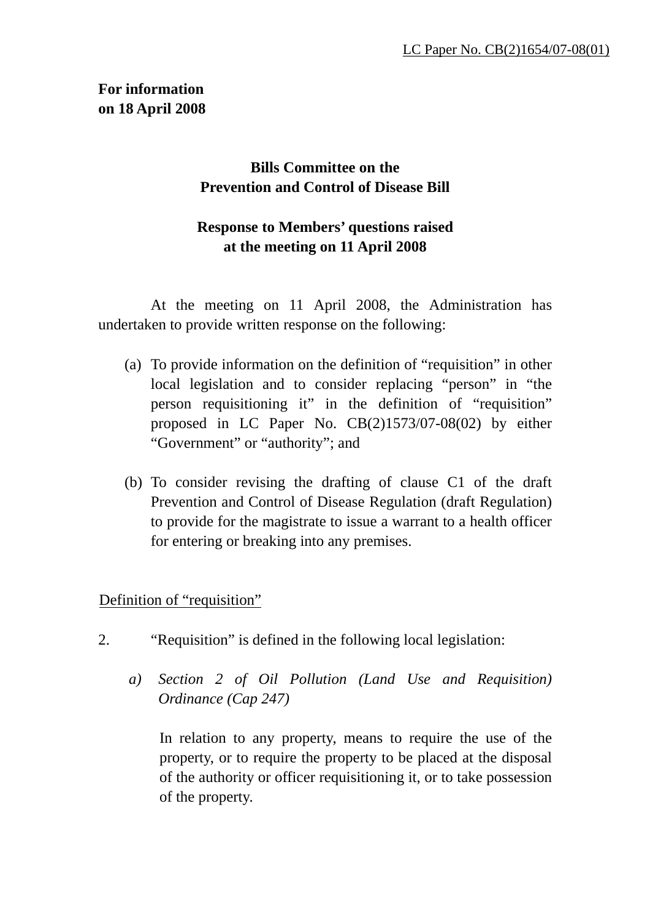LC Paper No. CB(2)1654/07-08(01)

**For information**
**on 18 April 2008**

**Bills Committee on the**
**Prevention and Control of Disease Bill**

**Response to Members' questions raised**
**at the meeting on 11 April 2008**

At the meeting on 11 April 2008, the Administration has undertaken to provide written response on the following:

(a) To provide information on the definition of "requisition" in other local legislation and to consider replacing "person" in "the person requisitioning it" in the definition of "requisition" proposed in LC Paper No. CB(2)1573/07-08(02) by either "Government" or "authority"; and

(b) To consider revising the drafting of clause C1 of the draft Prevention and Control of Disease Regulation (draft Regulation) to provide for the magistrate to issue a warrant to a health officer for entering or breaking into any premises.

<u>Definition of "requisition"</u>

2. "Requisition" is defined in the following local legislation:

*a) Section 2 of Oil Pollution (Land Use and Requisition) Ordinance (Cap 247)*

In relation to any property, means to require the use of the property, or to require the property to be placed at the disposal of the authority or officer requisitioning it, or to take possession of the property.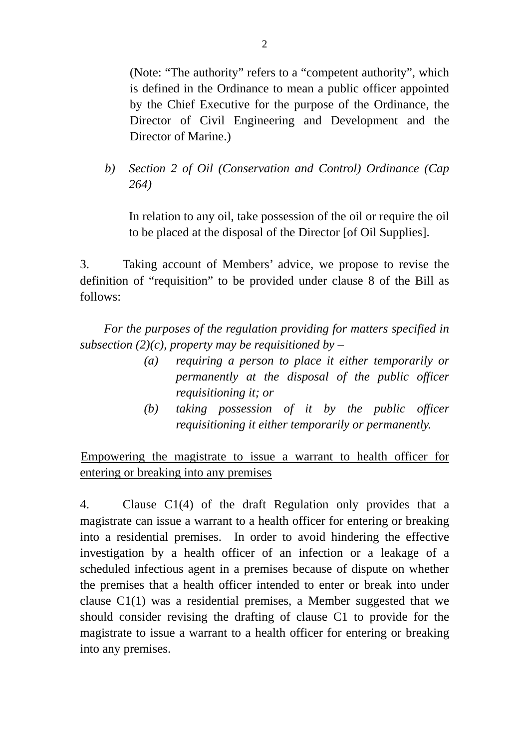(Note: "The authority" refers to a "competent authority", which is defined in the Ordinance to mean a public officer appointed by the Chief Executive for the purpose of the Ordinance, the Director of Civil Engineering and Development and the Director of Marine.)

b) *Section 2 of Oil (Conservation and Control) Ordinance (Cap 264)*

   In relation to any oil, take possession of the oil or require the oil to be placed at the disposal of the Director [of Oil Supplies].

3. Taking account of Members' advice, we propose to revise the definition of "requisition" to be provided under clause 8 of the Bill as follows:

*For the purposes of the regulation providing for matters specified in subsection (2)(c), property may be requisitioned by –*

*(a) requiring a person to place it either temporarily or permanently at the disposal of the public officer requisitioning it; or*

*(b) taking possession of it by the public officer requisitioning it either temporarily or permanently.*

<u>Empowering the magistrate to issue a warrant to health officer for entering or breaking into any premises</u>

4. Clause C1(4) of the draft Regulation only provides that a magistrate can issue a warrant to a health officer for entering or breaking into a residential premises. In order to avoid hindering the effective investigation by a health officer of an infection or a leakage of a scheduled infectious agent in a premises because of dispute on whether the premises that a health officer intended to enter or break into under clause C1(1) was a residential premises, a Member suggested that we should consider revising the drafting of clause C1 to provide for the magistrate to issue a warrant to a health officer for entering or breaking into any premises.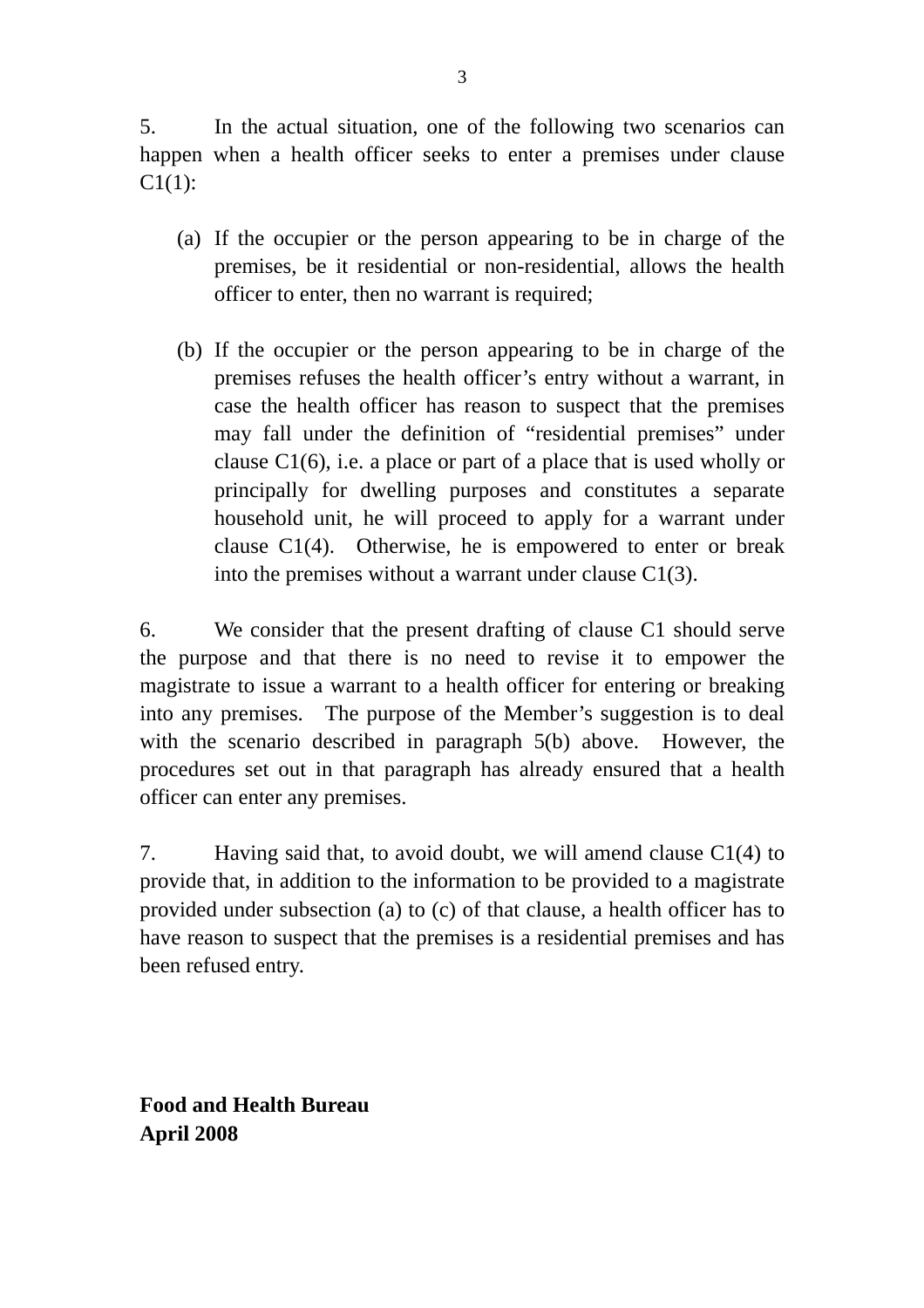5. In the actual situation, one of the following two scenarios can happen when a health officer seeks to enter a premises under clause C1(1):

(a) If the occupier or the person appearing to be in charge of the premises, be it residential or non-residential, allows the health officer to enter, then no warrant is required;

(b) If the occupier or the person appearing to be in charge of the premises refuses the health officer's entry without a warrant, in case the health officer has reason to suspect that the premises may fall under the definition of "residential premises" under clause C1(6), i.e. a place or part of a place that is used wholly or principally for dwelling purposes and constitutes a separate household unit, he will proceed to apply for a warrant under clause C1(4). Otherwise, he is empowered to enter or break into the premises without a warrant under clause C1(3).

6. We consider that the present drafting of clause C1 should serve the purpose and that there is no need to revise it to empower the magistrate to issue a warrant to a health officer for entering or breaking into any premises. The purpose of the Member's suggestion is to deal with the scenario described in paragraph 5(b) above. However, the procedures set out in that paragraph has already ensured that a health officer can enter any premises.

7. Having said that, to avoid doubt, we will amend clause C1(4) to provide that, in addition to the information to be provided to a magistrate provided under subsection (a) to (c) of that clause, a health officer has to have reason to suspect that the premises is a residential premises and has been refused entry.

**Food and Health Bureau**
**April 2008**